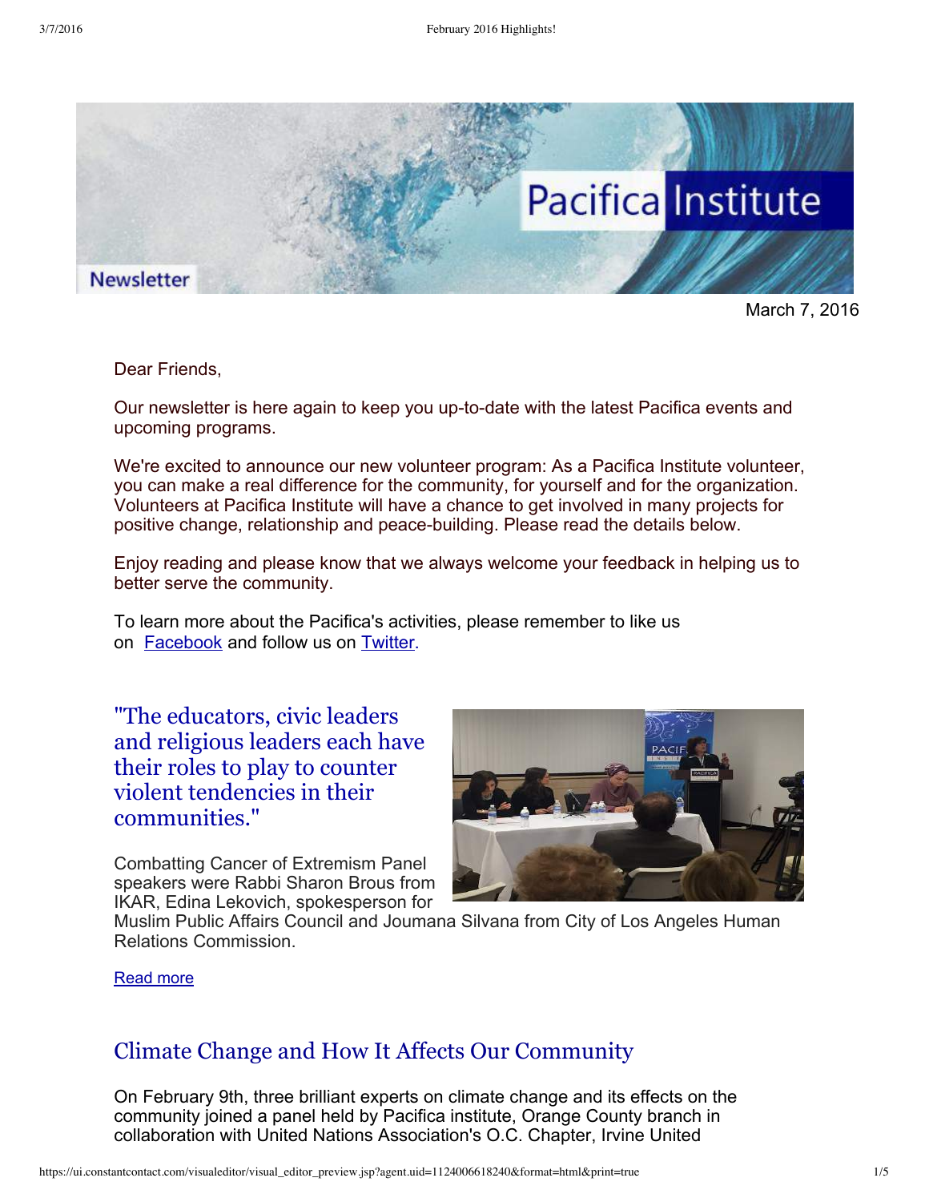March 7, 2016

Dear Friends,

Our newsletter is here again to keep you up-to-date with the latest Pacifica events and upcoming programs.

We're excited to announce our new volunteer program: As a Pacifica Institute volunteer, you can make a real difference for the community, for yourself and for the organization. Volunteers at Pacifica Institute will have a chance to get involved in many projects for positive change, relationship and peace-building. Please read the details below.

Enjoy reading and please know that we always welcome your feedback in helping us to better serve the community.

To learn more about the Pacifica's activities, please remember to like us on [Facebook](#) and follow us on [Twitter](#).

## "The educators, civic leaders and religious leaders each have their roles to play to counter violent tendencies in their communities."

Combatting Cancer of Extremism Panel speakers were Rabbi Sharon Brous from IKAR, Edina Lekovich, spokesperson for Muslim Public Affairs Council and Joumana Silvana from City of Los Angeles Human Relations Commission.

[Read more](#)

## Climate Change and How It Affects Our Community

On February 9th, three brilliant experts on climate change and its effects on the community joined a panel held by Pacifica institute, Orange County branch in collaboration with United Nations Association's O.C. Chapter, Irvine United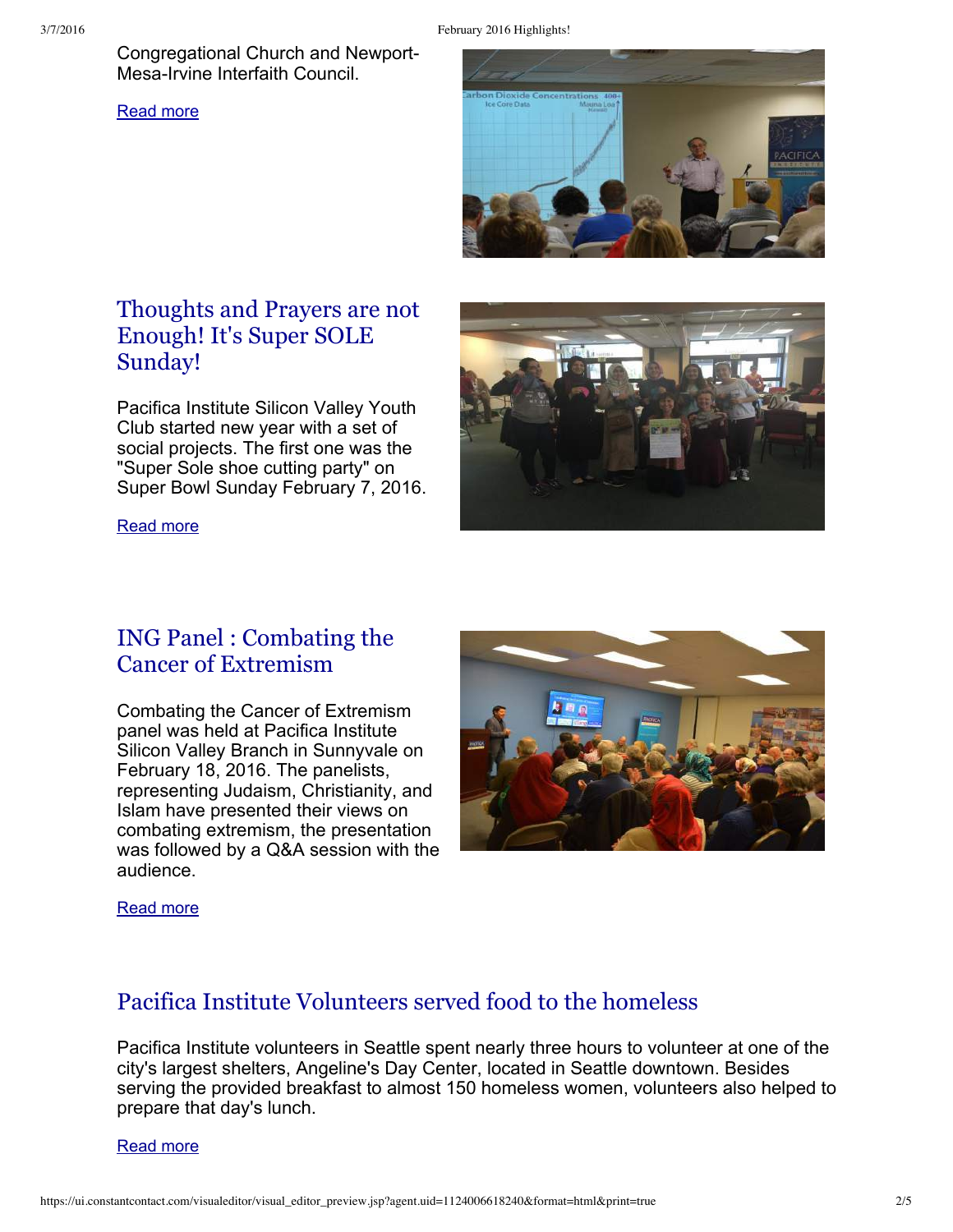Congregational Church and Newport-Mesa-Irvine Interfaith Council.

Read more

## Thoughts and Prayers are not Enough! It's Super SOLE Sunday!

Pacifica Institute Silicon Valley Youth Club started new year with a set of social projects. The first one was the "Super Sole shoe cutting party" on Super Bowl Sunday February 7, 2016.

Read more

## ING Panel : Combating the Cancer of Extremism

Combating the Cancer of Extremism panel was held at Pacifica Institute Silicon Valley Branch in Sunnyvale on February 18, 2016. The panelists, representing Judaism, Christianity, and Islam have presented their views on combating extremism, the presentation was followed by a Q&A session with the audience.

Read more

## Pacifica Institute Volunteers served food to the homeless

Pacifica Institute volunteers in Seattle spent nearly three hours to volunteer at one of the city's largest shelters, Angeline's Day Center, located in Seattle downtown. Besides serving the provided breakfast to almost 150 homeless women, volunteers also helped to prepare that day's lunch.

Read more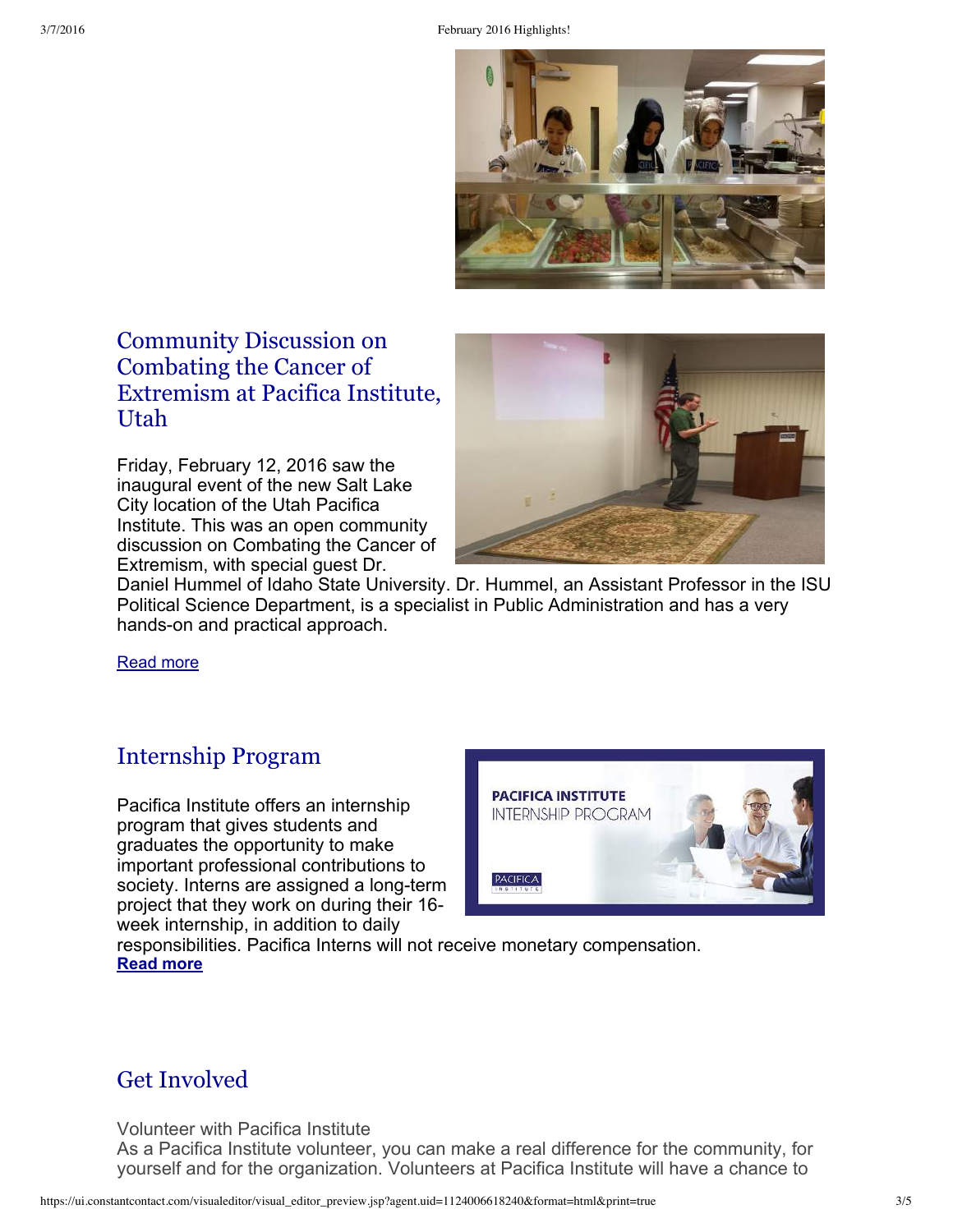## Community Discussion on Combating the Cancer of Extremism at Pacifica Institute, Utah

Friday, February 12, 2016 saw the inaugural event of the new Salt Lake City location of the Utah Pacifica Institute. This was an open community discussion on Combating the Cancer of Extremism, with special guest Dr. Daniel Hummel of Idaho State University. Dr. Hummel, an Assistant Professor in the ISU Political Science Department, is a specialist in Public Administration and has a very hands-on and practical approach.

Read more

## Internship Program

Pacifica Institute offers an internship program that gives students and graduates the opportunity to make important professional contributions to society. Interns are assigned a long-term project that they work on during their 16-week internship, in addition to daily responsibilities. Pacifica Interns will not receive monetary compensation.
**Read more**

## Get Involved

Volunteer with Pacifica Institute
As a Pacifica Institute volunteer, you can make a real difference for the community, for yourself and for the organization. Volunteers at Pacifica Institute will have a chance to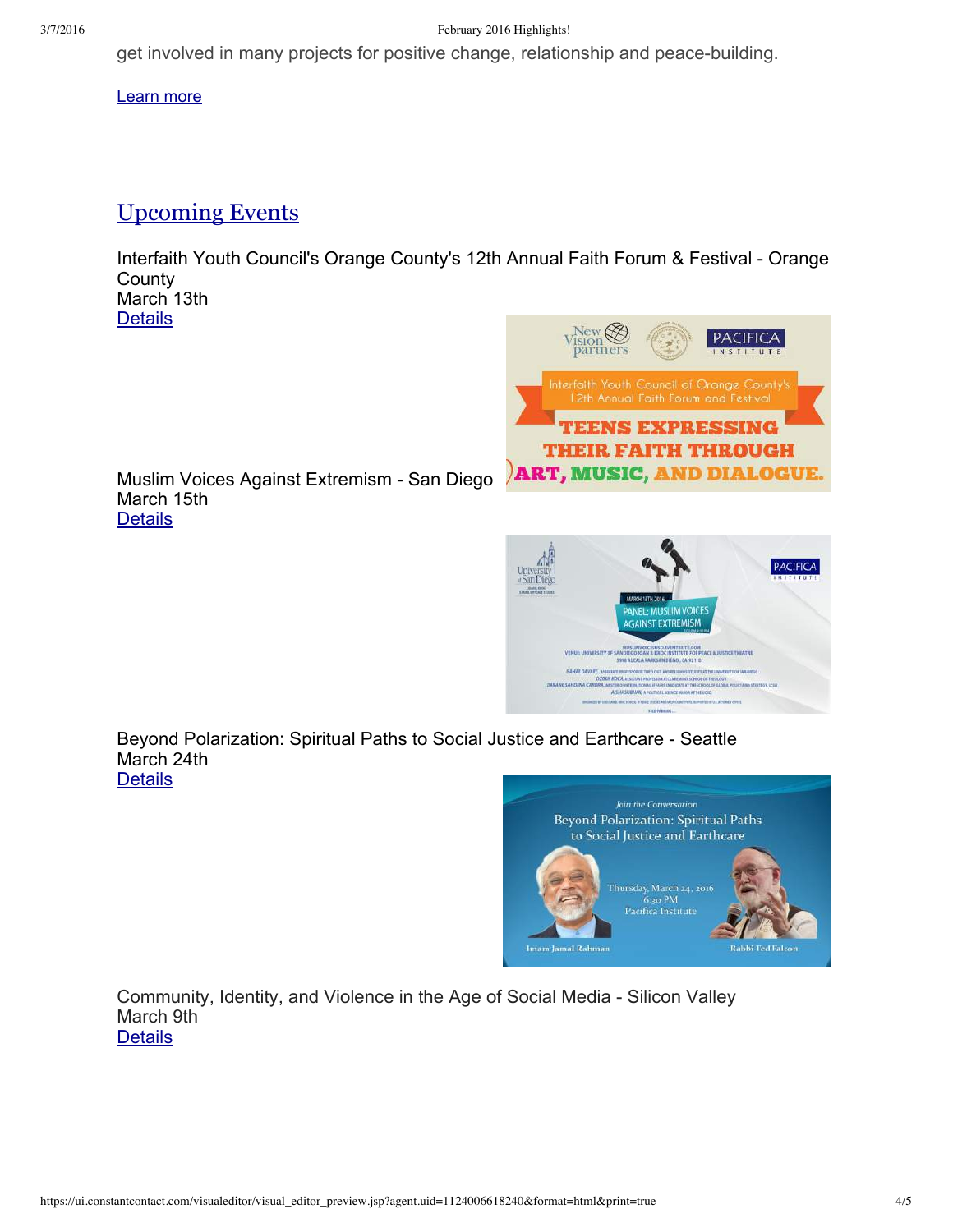get involved in many projects for positive change, relationship and peace-building.

Learn more

## Upcoming Events

Interfaith Youth Council's Orange County's 12th Annual Faith Forum & Festival - Orange County
March 13th
Details

Muslim Voices Against Extremism - San Diego
March 15th
Details

Beyond Polarization: Spiritual Paths to Social Justice and Earthcare - Seattle
March 24th
Details

Community, Identity, and Violence in the Age of Social Media - Silicon Valley
March 9th
Details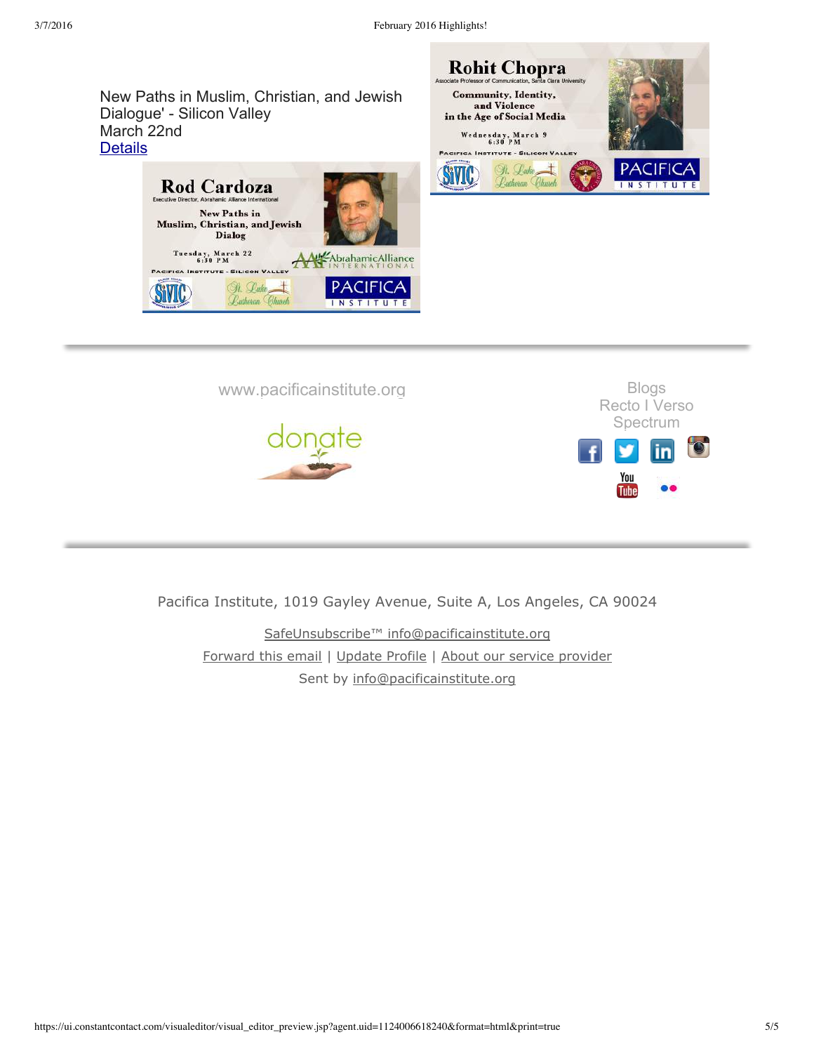New Paths in Muslim, Christian, and Jewish Dialogue' - Silicon Valley
March 22nd
Details

Rod Cardoza
Executive Director, Abrahamic Alliance International

New Paths in Muslim, Christian, and Jewish Dialog

Tuesday, March 22
6:30 PM

Pacifica Institute - Silicon Valley

Rohit Chopra
Associate Professor of Communication, Santa Clara University

Community, Identity, and Violence in the Age of Social Media

Wednesday, March 9
6:30 PM

Pacifica Institute - Silicon Valley

www.pacificainstitute.org

donate

Blogs
Recto I Verso
Spectrum

Pacifica Institute, 1019 Gayley Avenue, Suite A, Los Angeles, CA 90024

SafeUnsubscribe™ info@pacificainstitute.org

Forward this email | Update Profile | About our service provider

Sent by info@pacificainstitute.org